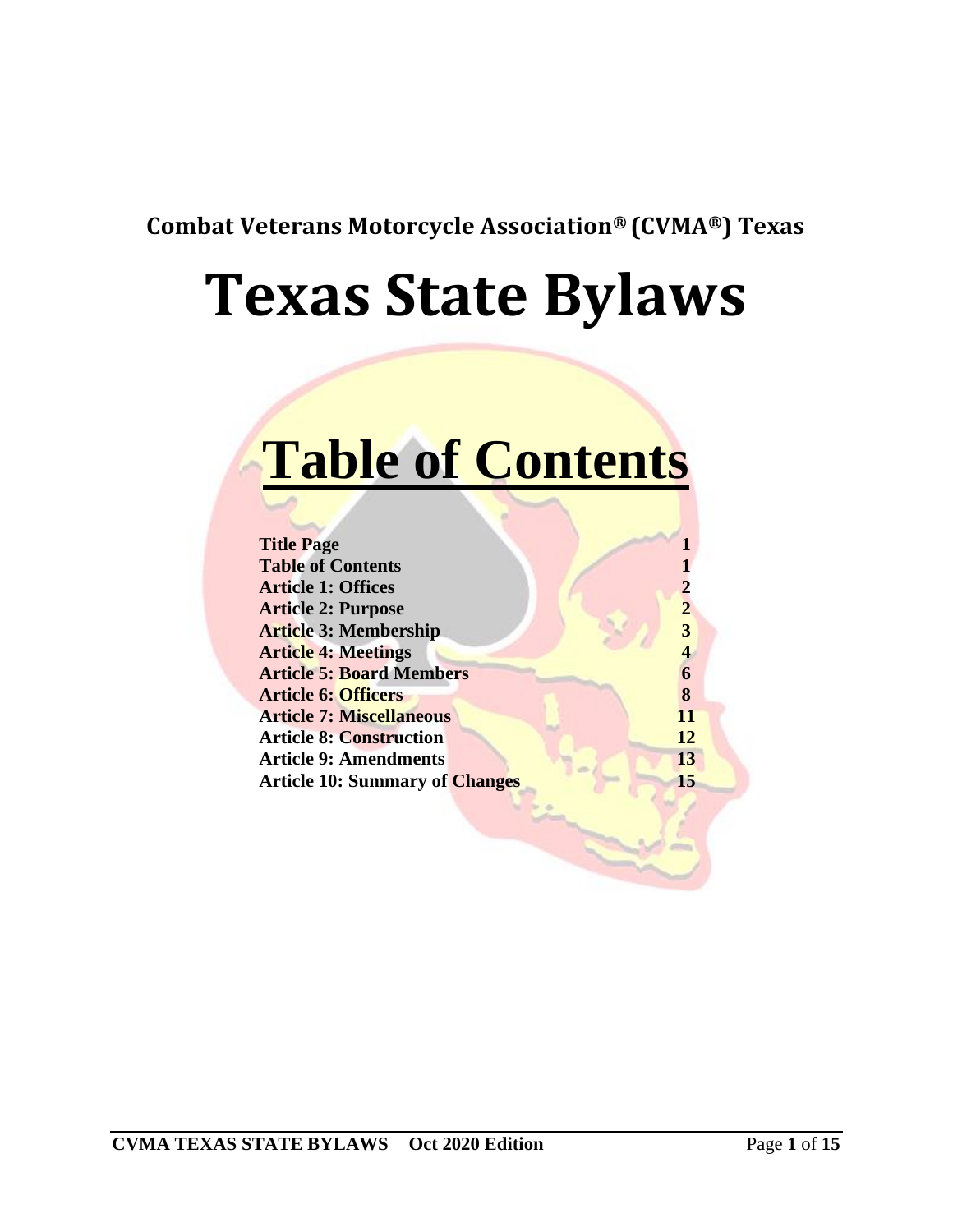**Combat Veterans Motorcycle Association® (CVMA®) Texas**

# Texas State Bylaws

# Table of Contents

| | |
|---|---|
| **Title Page** | **1** |
| **Table of Contents** | **1** |
| **Article 1: Offices** | **2** |
| **Article 2: Purpose** | **2** |
| **Article 3: Membership** | **3** |
| **Article 4: Meetings** | **4** |
| **Article 5: Board Members** | **6** |
| **Article 6: Officers** | **8** |
| **Article 7: Miscellaneous** | **11** |
| **Article 8: Construction** | **12** |
| **Article 9: Amendments** | **13** |
| **Article 10: Summary of Changes** | **15** |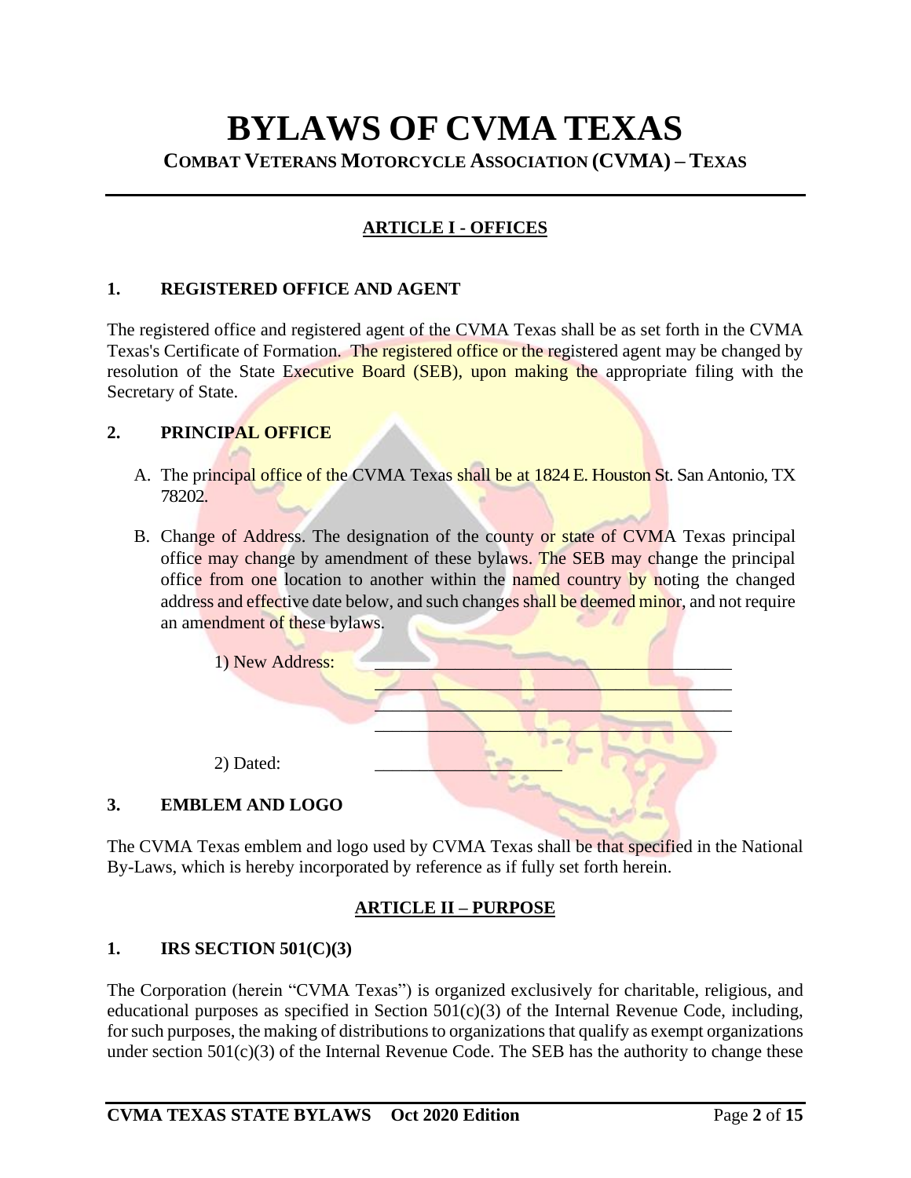# BYLAWS OF CVMA TEXAS

**COMBAT VETERANS MOTORCYCLE ASSOCIATION (CVMA) – TEXAS**

## ARTICLE I - OFFICES

### 1. REGISTERED OFFICE AND AGENT

The registered office and registered agent of the CVMA Texas shall be as set forth in the CVMA Texas's Certificate of Formation. The registered office or the registered agent may be changed by resolution of the State Executive Board (SEB), upon making the appropriate filing with the Secretary of State.

### 2. PRINCIPAL OFFICE

A. The principal office of the CVMA Texas shall be at 1824 E. Houston St. San Antonio, TX 78202.

B. Change of Address. The designation of the county or state of CVMA Texas principal office may change by amendment of these bylaws. The SEB may change the principal office from one location to another within the named country by noting the changed address and effective date below, and such changes shall be deemed minor, and not require an amendment of these bylaws.

1) New Address: ____________________________________
____________________________________
____________________________________
____________________________________

2) Dated: ____________________

### 3. EMBLEM AND LOGO

The CVMA Texas emblem and logo used by CVMA Texas shall be that specified in the National By-Laws, which is hereby incorporated by reference as if fully set forth herein.

## ARTICLE II – PURPOSE

### 1. IRS SECTION 501(C)(3)

The Corporation (herein "CVMA Texas") is organized exclusively for charitable, religious, and educational purposes as specified in Section 501(c)(3) of the Internal Revenue Code, including, for such purposes, the making of distributions to organizations that qualify as exempt organizations under section 501(c)(3) of the Internal Revenue Code. The SEB has the authority to change these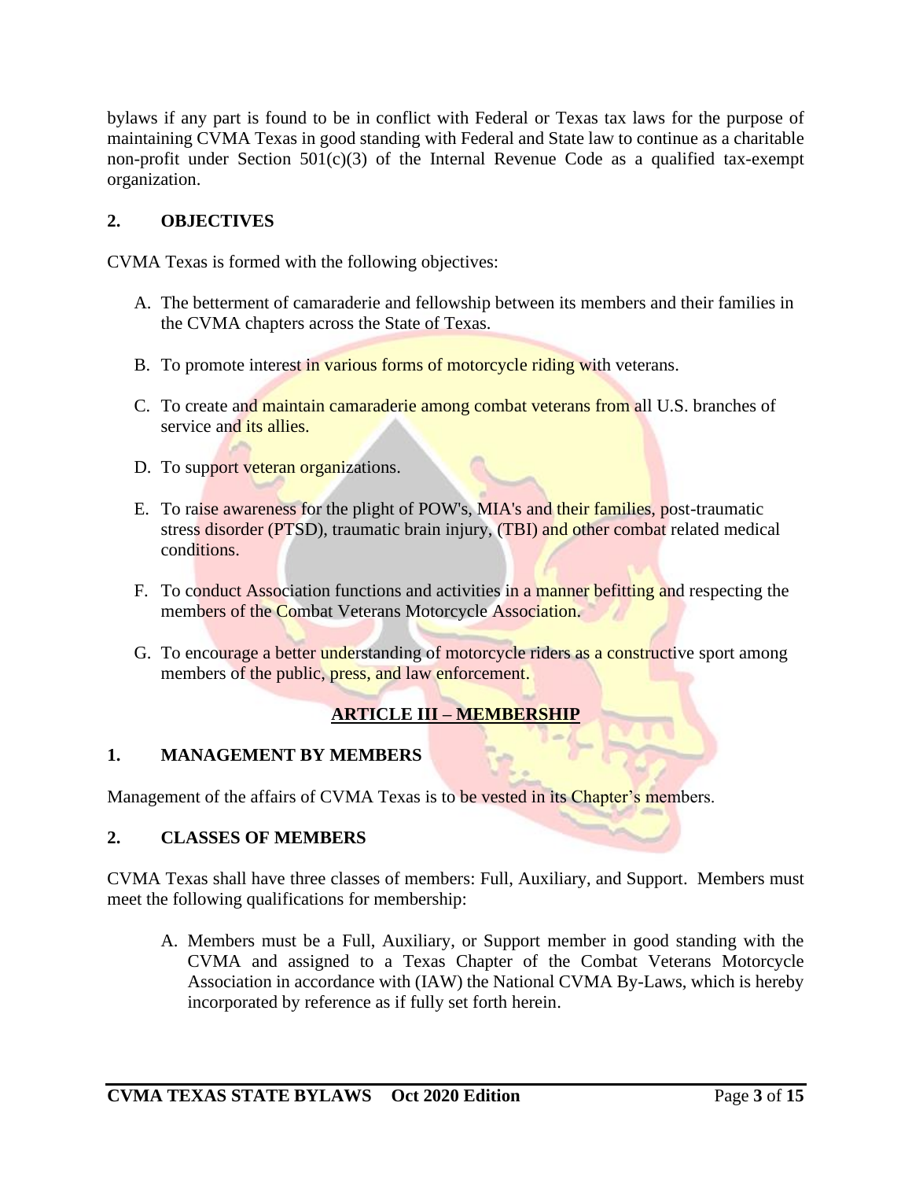bylaws if any part is found to be in conflict with Federal or Texas tax laws for the purpose of maintaining CVMA Texas in good standing with Federal and State law to continue as a charitable non-profit under Section 501(c)(3) of the Internal Revenue Code as a qualified tax-exempt organization.

### 2. OBJECTIVES

CVMA Texas is formed with the following objectives:

A. The betterment of camaraderie and fellowship between its members and their families in the CVMA chapters across the State of Texas.

B. To promote interest in various forms of motorcycle riding with veterans.

C. To create and maintain camaraderie among combat veterans from all U.S. branches of service and its allies.

D. To support veteran organizations.

E. To raise awareness for the plight of POW's, MIA's and their families, post-traumatic stress disorder (PTSD), traumatic brain injury, (TBI) and other combat related medical conditions.

F. To conduct Association functions and activities in a manner befitting and respecting the members of the Combat Veterans Motorcycle Association.

G. To encourage a better understanding of motorcycle riders as a constructive sport among members of the public, press, and law enforcement.

## ARTICLE III – MEMBERSHIP

### 1. MANAGEMENT BY MEMBERS

Management of the affairs of CVMA Texas is to be vested in its Chapter's members.

### 2. CLASSES OF MEMBERS

CVMA Texas shall have three classes of members: Full, Auxiliary, and Support. Members must meet the following qualifications for membership:

A. Members must be a Full, Auxiliary, or Support member in good standing with the CVMA and assigned to a Texas Chapter of the Combat Veterans Motorcycle Association in accordance with (IAW) the National CVMA By-Laws, which is hereby incorporated by reference as if fully set forth herein.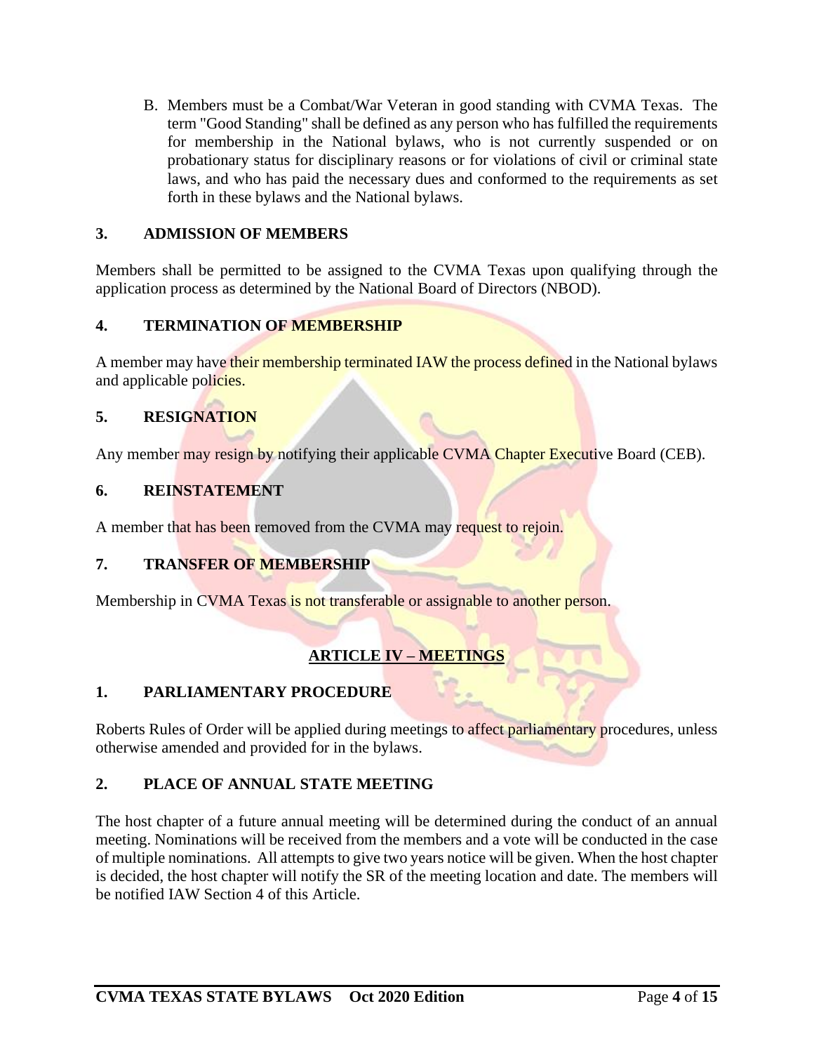B. Members must be a Combat/War Veteran in good standing with CVMA Texas. The term "Good Standing" shall be defined as any person who has fulfilled the requirements for membership in the National bylaws, who is not currently suspended or on probationary status for disciplinary reasons or for violations of civil or criminal state laws, and who has paid the necessary dues and conformed to the requirements as set forth in these bylaws and the National bylaws.

### 3. ADMISSION OF MEMBERS

Members shall be permitted to be assigned to the CVMA Texas upon qualifying through the application process as determined by the National Board of Directors (NBOD).

### 4. TERMINATION OF MEMBERSHIP

A member may have their membership terminated IAW the process defined in the National bylaws and applicable policies.

### 5. RESIGNATION

Any member may resign by notifying their applicable CVMA Chapter Executive Board (CEB).

### 6. REINSTATEMENT

A member that has been removed from the CVMA may request to rejoin.

### 7. TRANSFER OF MEMBERSHIP

Membership in CVMA Texas is not transferable or assignable to another person.

## ARTICLE IV – MEETINGS

### 1. PARLIAMENTARY PROCEDURE

Roberts Rules of Order will be applied during meetings to affect parliamentary procedures, unless otherwise amended and provided for in the bylaws.

### 2. PLACE OF ANNUAL STATE MEETING

The host chapter of a future annual meeting will be determined during the conduct of an annual meeting. Nominations will be received from the members and a vote will be conducted in the case of multiple nominations. All attempts to give two years notice will be given. When the host chapter is decided, the host chapter will notify the SR of the meeting location and date. The members will be notified IAW Section 4 of this Article.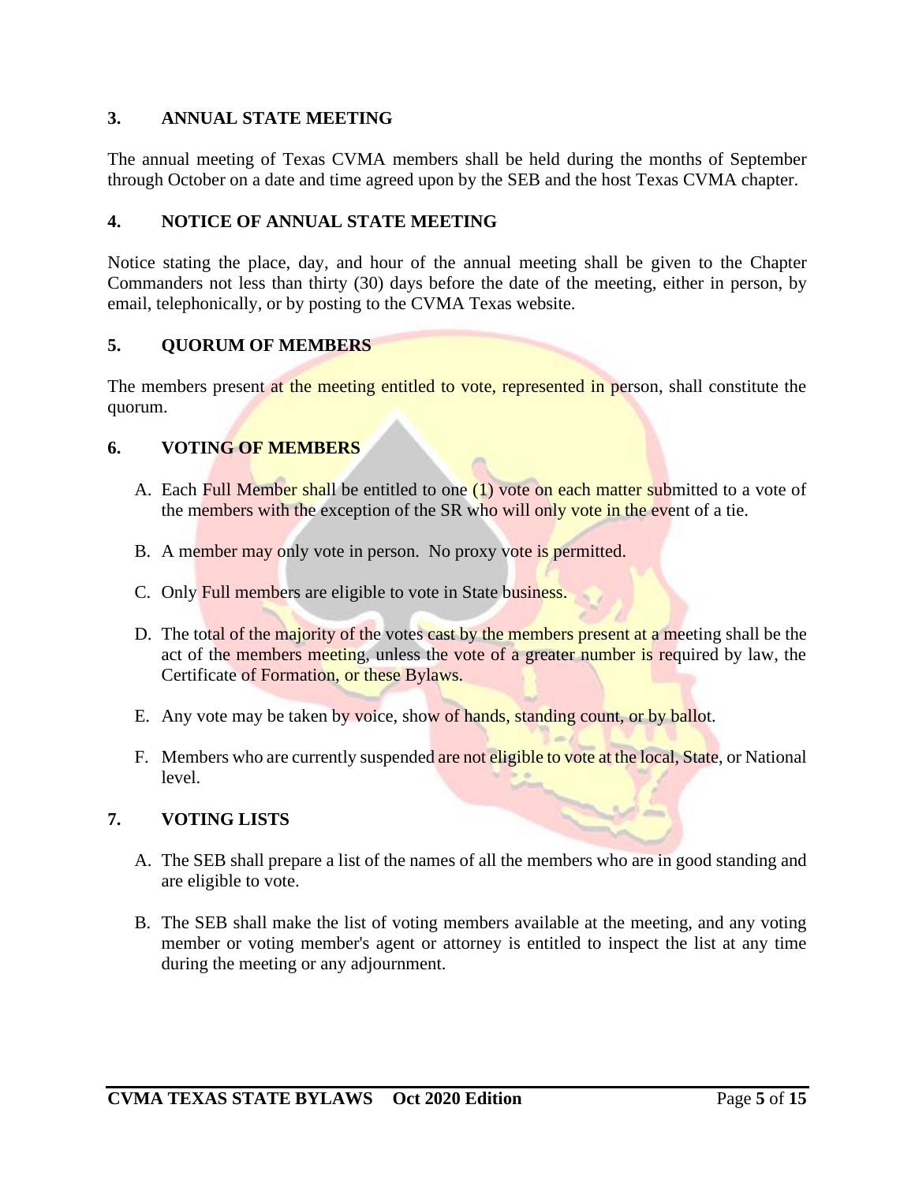## 3. ANNUAL STATE MEETING

The annual meeting of Texas CVMA members shall be held during the months of September through October on a date and time agreed upon by the SEB and the host Texas CVMA chapter.

## 4. NOTICE OF ANNUAL STATE MEETING

Notice stating the place, day, and hour of the annual meeting shall be given to the Chapter Commanders not less than thirty (30) days before the date of the meeting, either in person, by email, telephonically, or by posting to the CVMA Texas website.

## 5. QUORUM OF MEMBERS

The members present at the meeting entitled to vote, represented in person, shall constitute the quorum.

## 6. VOTING OF MEMBERS

A. Each Full Member shall be entitled to one (1) vote on each matter submitted to a vote of the members with the exception of the SR who will only vote in the event of a tie.

B. A member may only vote in person. No proxy vote is permitted.

C. Only Full members are eligible to vote in State business.

D. The total of the majority of the votes cast by the members present at a meeting shall be the act of the members meeting, unless the vote of a greater number is required by law, the Certificate of Formation, or these Bylaws.

E. Any vote may be taken by voice, show of hands, standing count, or by ballot.

F. Members who are currently suspended are not eligible to vote at the local, State, or National level.

## 7. VOTING LISTS

A. The SEB shall prepare a list of the names of all the members who are in good standing and are eligible to vote.

B. The SEB shall make the list of voting members available at the meeting, and any voting member or voting member's agent or attorney is entitled to inspect the list at any time during the meeting or any adjournment.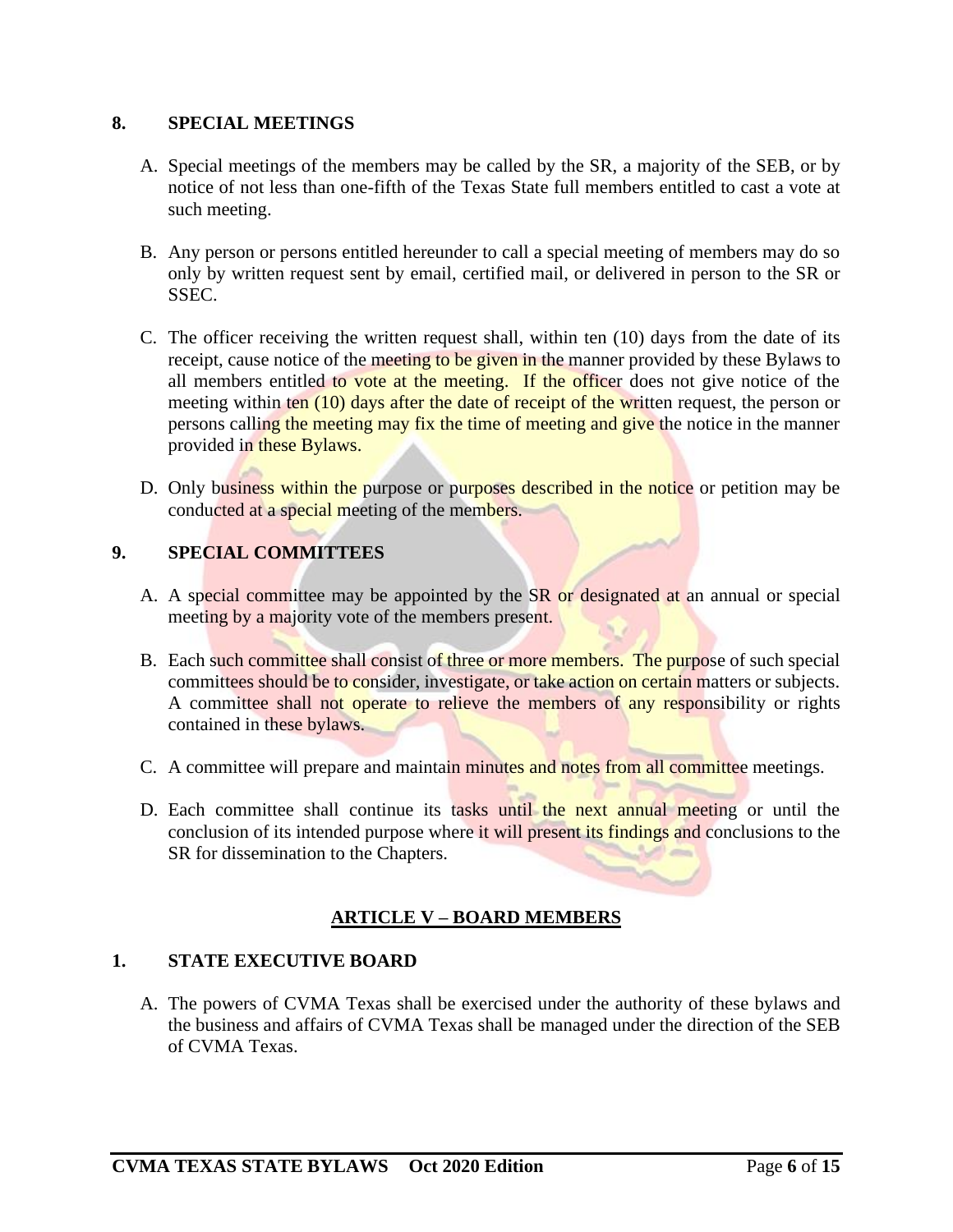**8. SPECIAL MEETINGS**

A. Special meetings of the members may be called by the SR, a majority of the SEB, or by notice of not less than one-fifth of the Texas State full members entitled to cast a vote at such meeting.

B. Any person or persons entitled hereunder to call a special meeting of members may do so only by written request sent by email, certified mail, or delivered in person to the SR or SSEC.

C. The officer receiving the written request shall, within ten (10) days from the date of its receipt, cause notice of the meeting to be given in the manner provided by these Bylaws to all members entitled to vote at the meeting. If the officer does not give notice of the meeting within ten (10) days after the date of receipt of the written request, the person or persons calling the meeting may fix the time of meeting and give the notice in the manner provided in these Bylaws.

D. Only business within the purpose or purposes described in the notice or petition may be conducted at a special meeting of the members.

**9. SPECIAL COMMITTEES**

A. A special committee may be appointed by the SR or designated at an annual or special meeting by a majority vote of the members present.

B. Each such committee shall consist of three or more members. The purpose of such special committees should be to consider, investigate, or take action on certain matters or subjects. A committee shall not operate to relieve the members of any responsibility or rights contained in these bylaws.

C. A committee will prepare and maintain minutes and notes from all committee meetings.

D. Each committee shall continue its tasks until the next annual meeting or until the conclusion of its intended purpose where it will present its findings and conclusions to the SR for dissemination to the Chapters.

## ARTICLE V – BOARD MEMBERS

**1. STATE EXECUTIVE BOARD**

A. The powers of CVMA Texas shall be exercised under the authority of these bylaws and the business and affairs of CVMA Texas shall be managed under the direction of the SEB of CVMA Texas.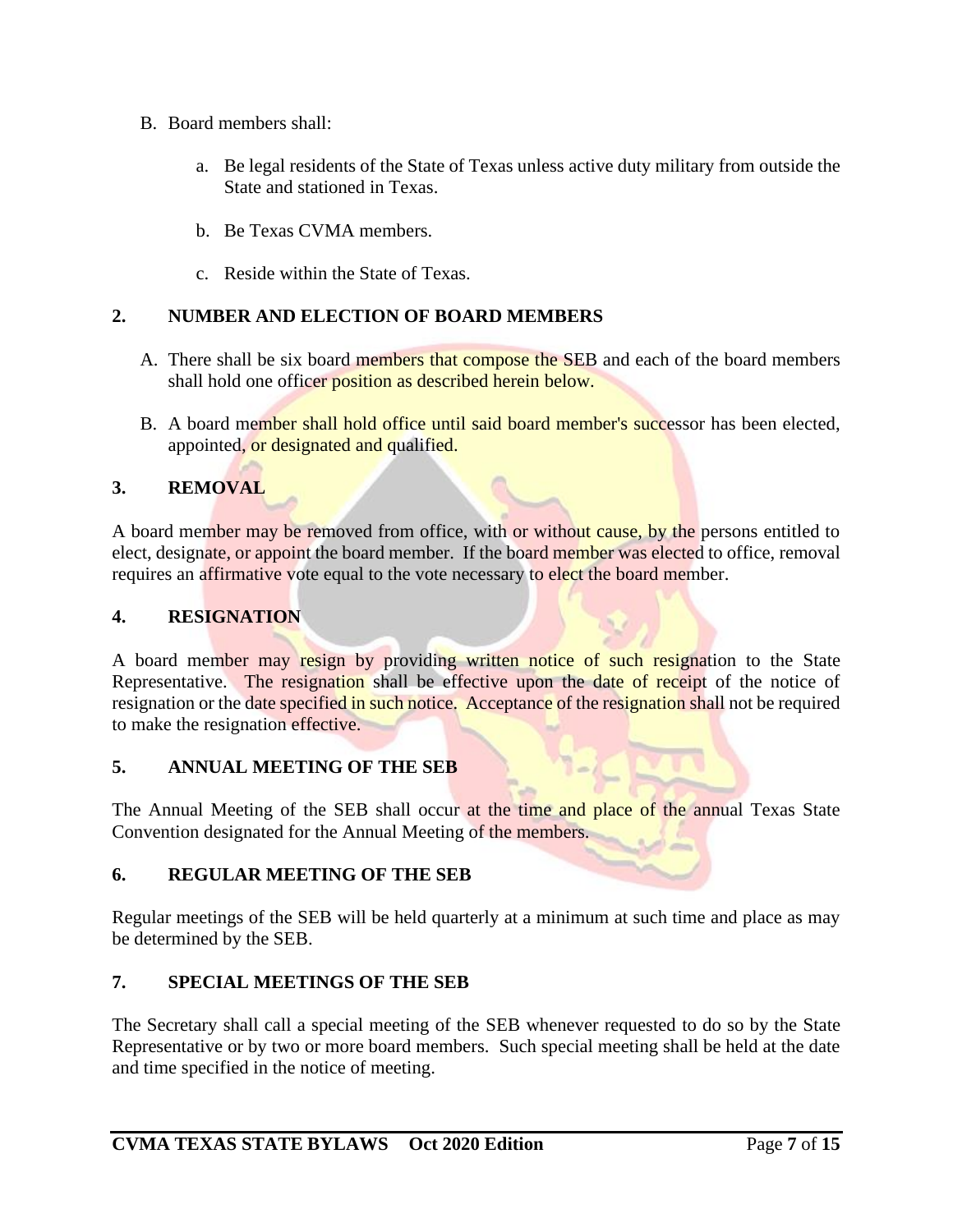B. Board members shall:

   a. Be legal residents of the State of Texas unless active duty military from outside the State and stationed in Texas.

   b. Be Texas CVMA members.

   c. Reside within the State of Texas.

## 2. NUMBER AND ELECTION OF BOARD MEMBERS

A. There shall be six board members that compose the SEB and each of the board members shall hold one officer position as described herein below.

B. A board member shall hold office until said board member's successor has been elected, appointed, or designated and qualified.

## 3. REMOVAL

A board member may be removed from office, with or without cause, by the persons entitled to elect, designate, or appoint the board member. If the board member was elected to office, removal requires an affirmative vote equal to the vote necessary to elect the board member.

## 4. RESIGNATION

A board member may resign by providing written notice of such resignation to the State Representative. The resignation shall be effective upon the date of receipt of the notice of resignation or the date specified in such notice. Acceptance of the resignation shall not be required to make the resignation effective.

## 5. ANNUAL MEETING OF THE SEB

The Annual Meeting of the SEB shall occur at the time and place of the annual Texas State Convention designated for the Annual Meeting of the members.

## 6. REGULAR MEETING OF THE SEB

Regular meetings of the SEB will be held quarterly at a minimum at such time and place as may be determined by the SEB.

## 7. SPECIAL MEETINGS OF THE SEB

The Secretary shall call a special meeting of the SEB whenever requested to do so by the State Representative or by two or more board members. Such special meeting shall be held at the date and time specified in the notice of meeting.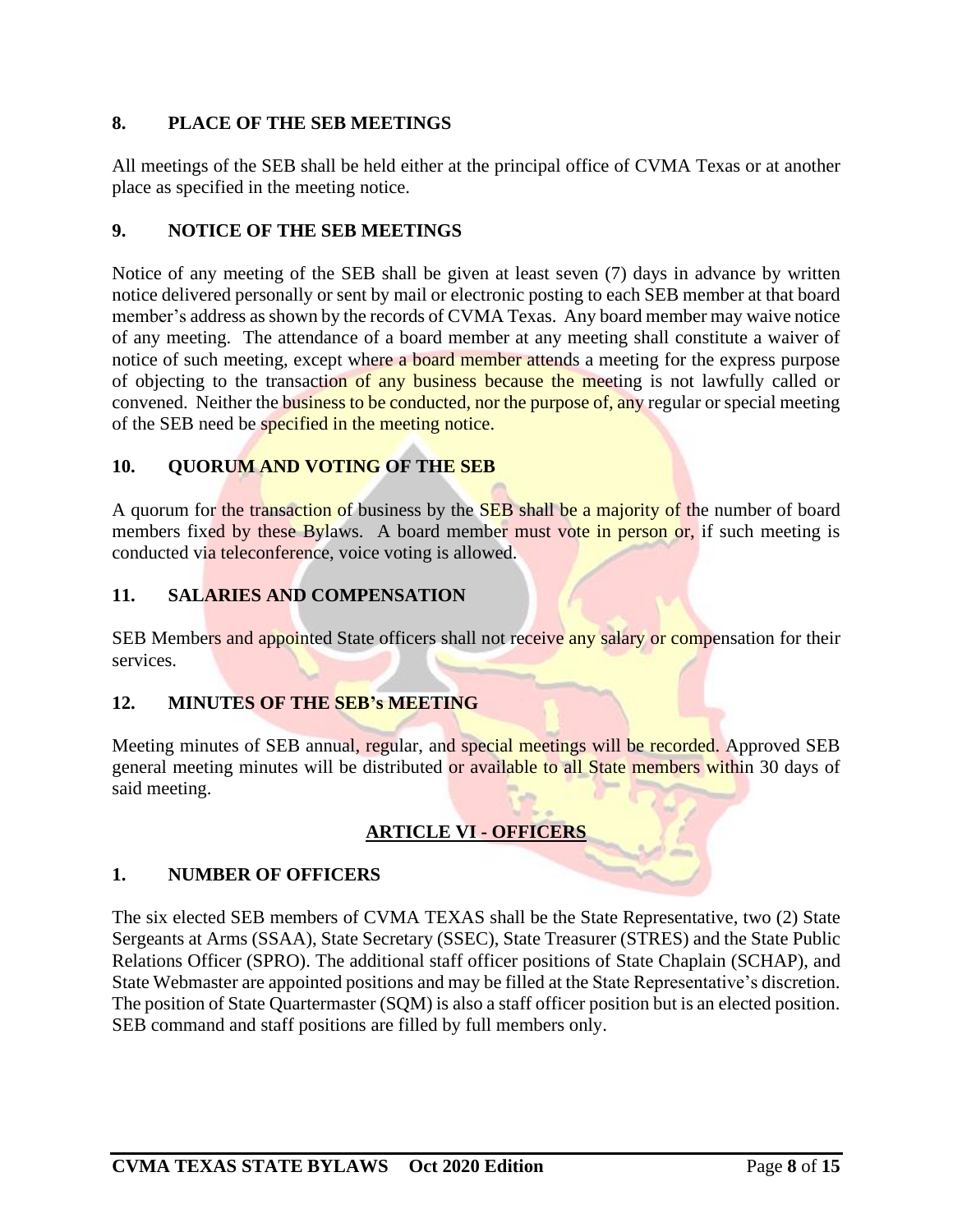## 8. PLACE OF THE SEB MEETINGS

All meetings of the SEB shall be held either at the principal office of CVMA Texas or at another place as specified in the meeting notice.

## 9. NOTICE OF THE SEB MEETINGS

Notice of any meeting of the SEB shall be given at least seven (7) days in advance by written notice delivered personally or sent by mail or electronic posting to each SEB member at that board member's address as shown by the records of CVMA Texas. Any board member may waive notice of any meeting. The attendance of a board member at any meeting shall constitute a waiver of notice of such meeting, except where a board member attends a meeting for the express purpose of objecting to the transaction of any business because the meeting is not lawfully called or convened. Neither the business to be conducted, nor the purpose of, any regular or special meeting of the SEB need be specified in the meeting notice.

## 10. QUORUM AND VOTING OF THE SEB

A quorum for the transaction of business by the SEB shall be a majority of the number of board members fixed by these Bylaws. A board member must vote in person or, if such meeting is conducted via teleconference, voice voting is allowed.

## 11. SALARIES AND COMPENSATION

SEB Members and appointed State officers shall not receive any salary or compensation for their services.

## 12. MINUTES OF THE SEB's MEETING

Meeting minutes of SEB annual, regular, and special meetings will be recorded. Approved SEB general meeting minutes will be distributed or available to all State members within 30 days of said meeting.

# ARTICLE VI - OFFICERS

## 1. NUMBER OF OFFICERS

The six elected SEB members of CVMA TEXAS shall be the State Representative, two (2) State Sergeants at Arms (SSAA), State Secretary (SSEC), State Treasurer (STRES) and the State Public Relations Officer (SPRO). The additional staff officer positions of State Chaplain (SCHAP), and State Webmaster are appointed positions and may be filled at the State Representative's discretion. The position of State Quartermaster (SQM) is also a staff officer position but is an elected position. SEB command and staff positions are filled by full members only.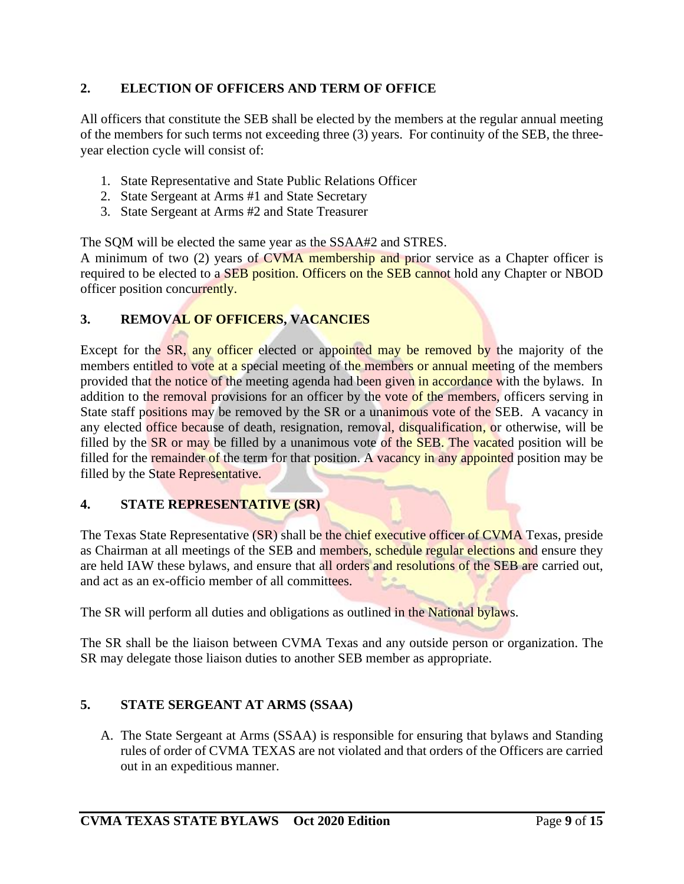## 2. ELECTION OF OFFICERS AND TERM OF OFFICE

All officers that constitute the SEB shall be elected by the members at the regular annual meeting of the members for such terms not exceeding three (3) years. For continuity of the SEB, the three-year election cycle will consist of:

1. State Representative and State Public Relations Officer
2. State Sergeant at Arms #1 and State Secretary
3. State Sergeant at Arms #2 and State Treasurer

The SQM will be elected the same year as the SSAA#2 and STRES.

A minimum of two (2) years of CVMA membership and prior service as a Chapter officer is required to be elected to a SEB position. Officers on the SEB cannot hold any Chapter or NBOD officer position concurrently.

## 3. REMOVAL OF OFFICERS, VACANCIES

Except for the SR, any officer elected or appointed may be removed by the majority of the members entitled to vote at a special meeting of the members or annual meeting of the members provided that the notice of the meeting agenda had been given in accordance with the bylaws. In addition to the removal provisions for an officer by the vote of the members, officers serving in State staff positions may be removed by the SR or a unanimous vote of the SEB. A vacancy in any elected office because of death, resignation, removal, disqualification, or otherwise, will be filled by the SR or may be filled by a unanimous vote of the SEB. The vacated position will be filled for the remainder of the term for that position. A vacancy in any appointed position may be filled by the State Representative.

## 4. STATE REPRESENTATIVE (SR)

The Texas State Representative (SR) shall be the chief executive officer of CVMA Texas, preside as Chairman at all meetings of the SEB and members, schedule regular elections and ensure they are held IAW these bylaws, and ensure that all orders and resolutions of the SEB are carried out, and act as an ex-officio member of all committees.

The SR will perform all duties and obligations as outlined in the National bylaws.

The SR shall be the liaison between CVMA Texas and any outside person or organization. The SR may delegate those liaison duties to another SEB member as appropriate.

## 5. STATE SERGEANT AT ARMS (SSAA)

A. The State Sergeant at Arms (SSAA) is responsible for ensuring that bylaws and Standing rules of order of CVMA TEXAS are not violated and that orders of the Officers are carried out in an expeditious manner.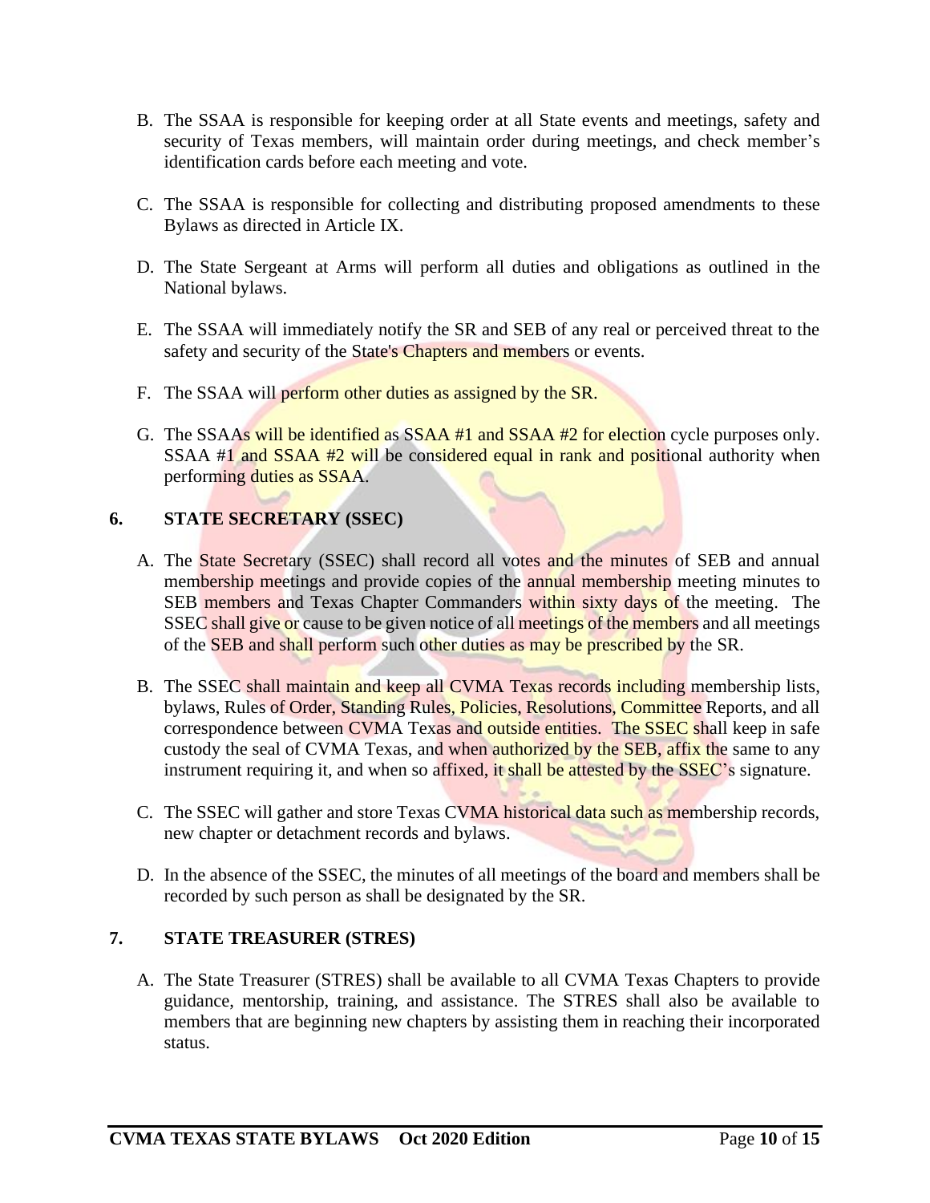B. The SSAA is responsible for keeping order at all State events and meetings, safety and security of Texas members, will maintain order during meetings, and check member's identification cards before each meeting and vote.

C. The SSAA is responsible for collecting and distributing proposed amendments to these Bylaws as directed in Article IX.

D. The State Sergeant at Arms will perform all duties and obligations as outlined in the National bylaws.

E. The SSAA will immediately notify the SR and SEB of any real or perceived threat to the safety and security of the State's Chapters and members or events.

F. The SSAA will perform other duties as assigned by the SR.

G. The SSAAs will be identified as SSAA #1 and SSAA #2 for election cycle purposes only. SSAA #1 and SSAA #2 will be considered equal in rank and positional authority when performing duties as SSAA.

## 6. STATE SECRETARY (SSEC)

A. The State Secretary (SSEC) shall record all votes and the minutes of SEB and annual membership meetings and provide copies of the annual membership meeting minutes to SEB members and Texas Chapter Commanders within sixty days of the meeting. The SSEC shall give or cause to be given notice of all meetings of the members and all meetings of the SEB and shall perform such other duties as may be prescribed by the SR.

B. The SSEC shall maintain and keep all CVMA Texas records including membership lists, bylaws, Rules of Order, Standing Rules, Policies, Resolutions, Committee Reports, and all correspondence between CVMA Texas and outside entities. The SSEC shall keep in safe custody the seal of CVMA Texas, and when authorized by the SEB, affix the same to any instrument requiring it, and when so affixed, it shall be attested by the SSEC's signature.

C. The SSEC will gather and store Texas CVMA historical data such as membership records, new chapter or detachment records and bylaws.

D. In the absence of the SSEC, the minutes of all meetings of the board and members shall be recorded by such person as shall be designated by the SR.

## 7. STATE TREASURER (STRES)

A. The State Treasurer (STRES) shall be available to all CVMA Texas Chapters to provide guidance, mentorship, training, and assistance. The STRES shall also be available to members that are beginning new chapters by assisting them in reaching their incorporated status.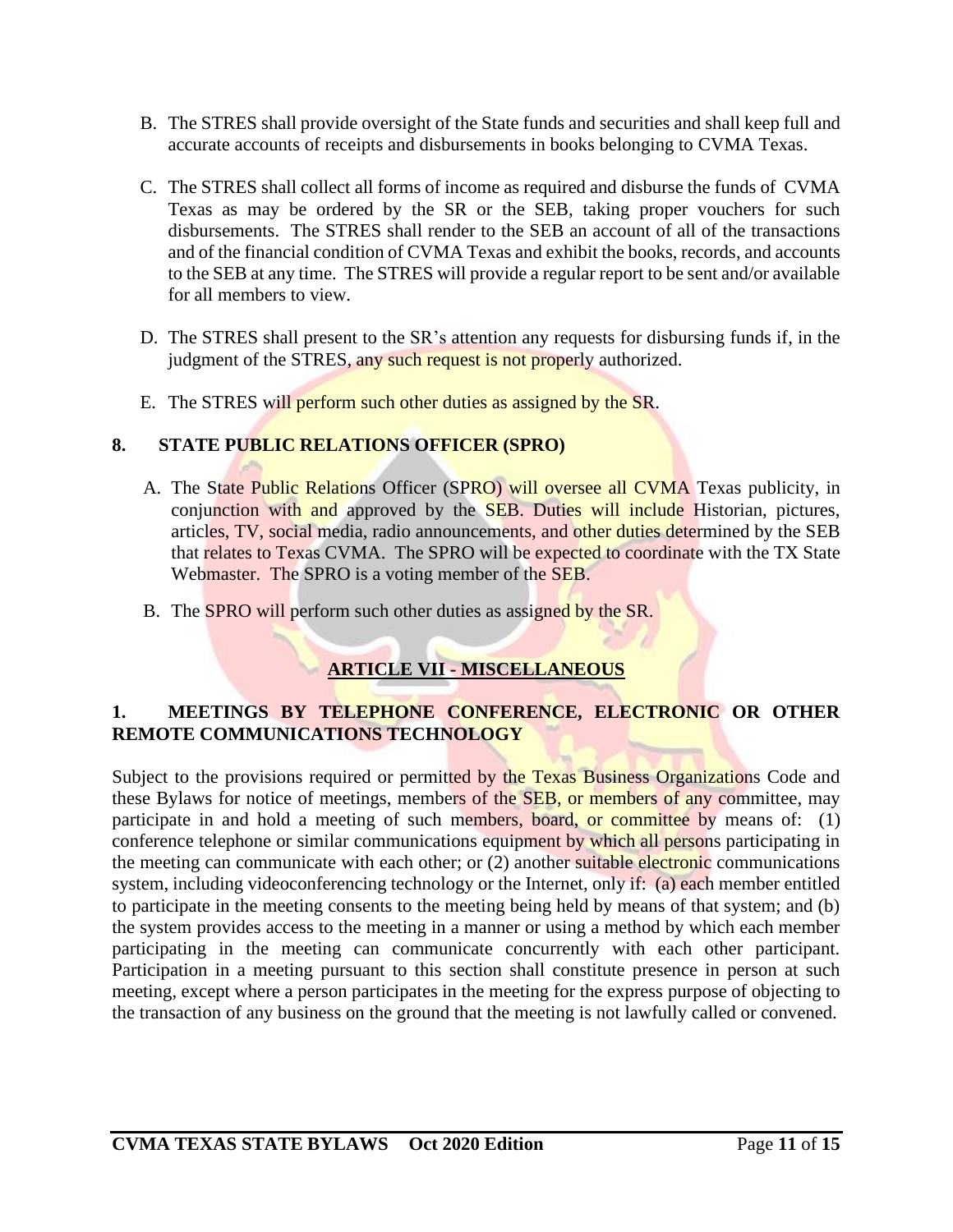B. The STRES shall provide oversight of the State funds and securities and shall keep full and accurate accounts of receipts and disbursements in books belonging to CVMA Texas.

C. The STRES shall collect all forms of income as required and disburse the funds of CVMA Texas as may be ordered by the SR or the SEB, taking proper vouchers for such disbursements. The STRES shall render to the SEB an account of all of the transactions and of the financial condition of CVMA Texas and exhibit the books, records, and accounts to the SEB at any time. The STRES will provide a regular report to be sent and/or available for all members to view.

D. The STRES shall present to the SR's attention any requests for disbursing funds if, in the judgment of the STRES, any such request is not properly authorized.

E. The STRES will perform such other duties as assigned by the SR.

### 8. STATE PUBLIC RELATIONS OFFICER (SPRO)

A. The State Public Relations Officer (SPRO) will oversee all CVMA Texas publicity, in conjunction with and approved by the SEB. Duties will include Historian, pictures, articles, TV, social media, radio announcements, and other duties determined by the SEB that relates to Texas CVMA. The SPRO will be expected to coordinate with the TX State Webmaster. The SPRO is a voting member of the SEB.

B. The SPRO will perform such other duties as assigned by the SR.

## ARTICLE VII - MISCELLANEOUS

### 1. MEETINGS BY TELEPHONE CONFERENCE, ELECTRONIC OR OTHER REMOTE COMMUNICATIONS TECHNOLOGY

Subject to the provisions required or permitted by the Texas Business Organizations Code and these Bylaws for notice of meetings, members of the SEB, or members of any committee, may participate in and hold a meeting of such members, board, or committee by means of: (1) conference telephone or similar communications equipment by which all persons participating in the meeting can communicate with each other; or (2) another suitable electronic communications system, including videoconferencing technology or the Internet, only if: (a) each member entitled to participate in the meeting consents to the meeting being held by means of that system; and (b) the system provides access to the meeting in a manner or using a method by which each member participating in the meeting can communicate concurrently with each other participant. Participation in a meeting pursuant to this section shall constitute presence in person at such meeting, except where a person participates in the meeting for the express purpose of objecting to the transaction of any business on the ground that the meeting is not lawfully called or convened.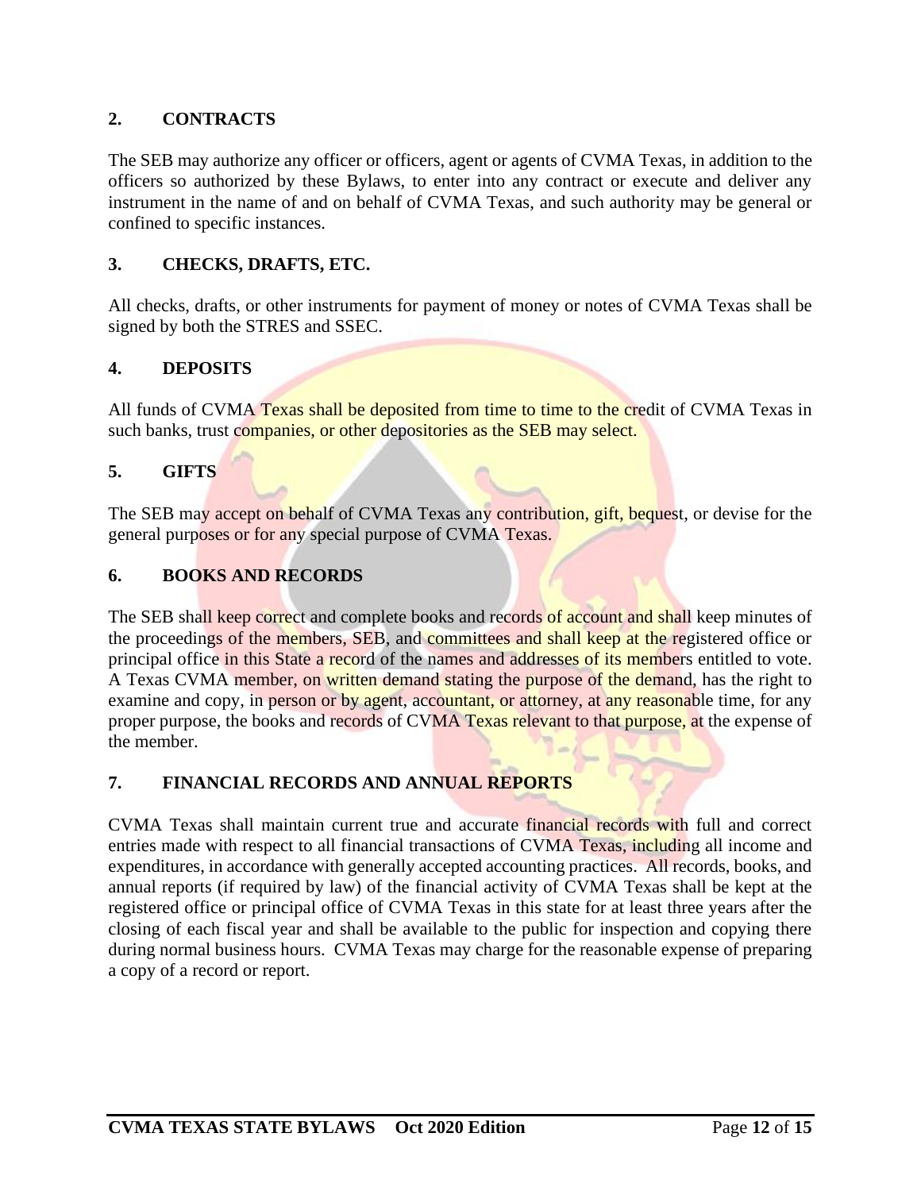## 2. CONTRACTS

The SEB may authorize any officer or officers, agent or agents of CVMA Texas, in addition to the officers so authorized by these Bylaws, to enter into any contract or execute and deliver any instrument in the name of and on behalf of CVMA Texas, and such authority may be general or confined to specific instances.

## 3. CHECKS, DRAFTS, ETC.

All checks, drafts, or other instruments for payment of money or notes of CVMA Texas shall be signed by both the STRES and SSEC.

## 4. DEPOSITS

All funds of CVMA Texas shall be deposited from time to time to the credit of CVMA Texas in such banks, trust companies, or other depositories as the SEB may select.

## 5. GIFTS

The SEB may accept on behalf of CVMA Texas any contribution, gift, bequest, or devise for the general purposes or for any special purpose of CVMA Texas.

## 6. BOOKS AND RECORDS

The SEB shall keep correct and complete books and records of account and shall keep minutes of the proceedings of the members, SEB, and committees and shall keep at the registered office or principal office in this State a record of the names and addresses of its members entitled to vote. A Texas CVMA member, on written demand stating the purpose of the demand, has the right to examine and copy, in person or by agent, accountant, or attorney, at any reasonable time, for any proper purpose, the books and records of CVMA Texas relevant to that purpose, at the expense of the member.

## 7. FINANCIAL RECORDS AND ANNUAL REPORTS

CVMA Texas shall maintain current true and accurate financial records with full and correct entries made with respect to all financial transactions of CVMA Texas, including all income and expenditures, in accordance with generally accepted accounting practices. All records, books, and annual reports (if required by law) of the financial activity of CVMA Texas shall be kept at the registered office or principal office of CVMA Texas in this state for at least three years after the closing of each fiscal year and shall be available to the public for inspection and copying there during normal business hours. CVMA Texas may charge for the reasonable expense of preparing a copy of a record or report.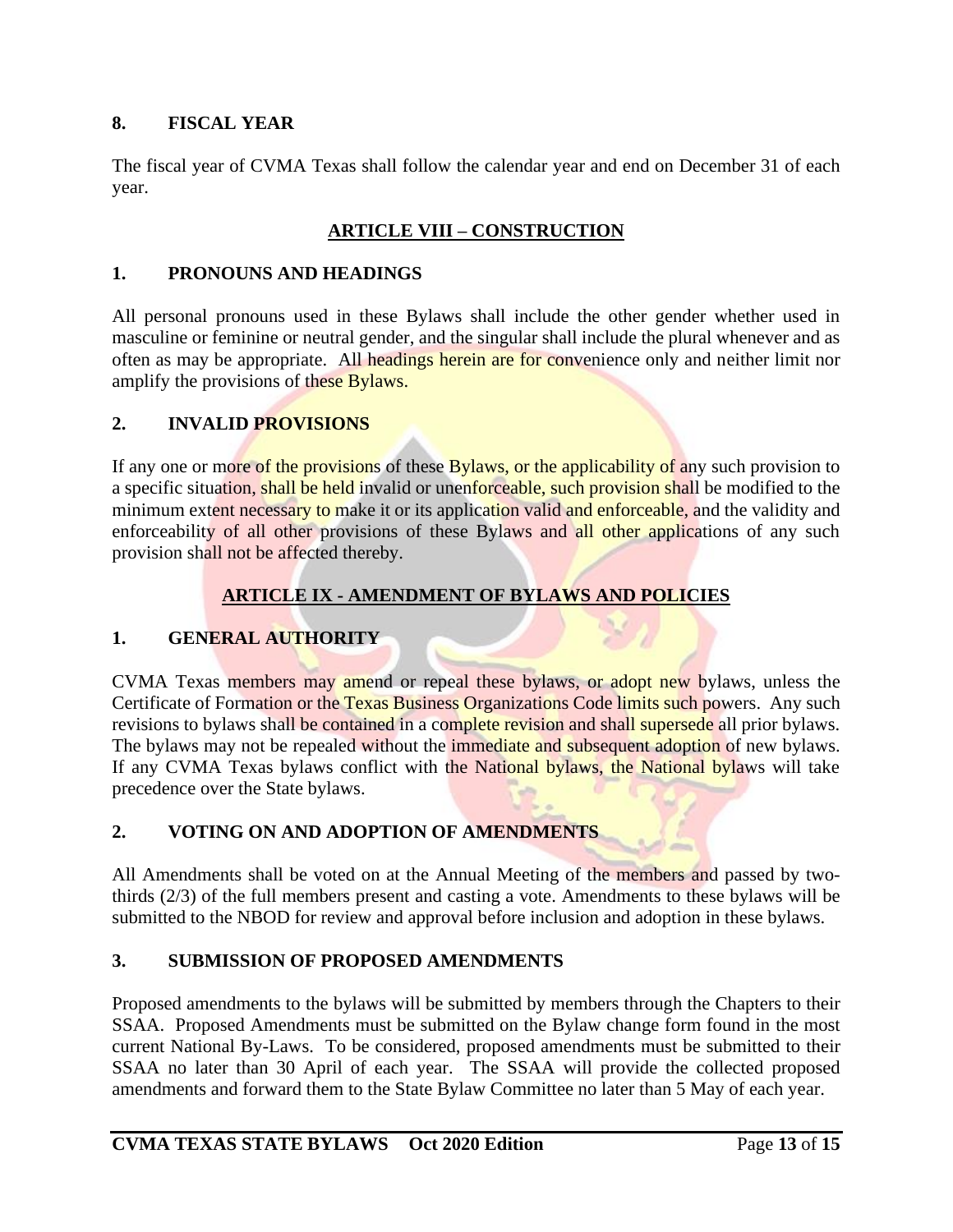### 8. FISCAL YEAR

The fiscal year of CVMA Texas shall follow the calendar year and end on December 31 of each year.

## ARTICLE VIII – CONSTRUCTION

### 1. PRONOUNS AND HEADINGS

All personal pronouns used in these Bylaws shall include the other gender whether used in masculine or feminine or neutral gender, and the singular shall include the plural whenever and as often as may be appropriate. All headings herein are for convenience only and neither limit nor amplify the provisions of these Bylaws.

### 2. INVALID PROVISIONS

If any one or more of the provisions of these Bylaws, or the applicability of any such provision to a specific situation, shall be held invalid or unenforceable, such provision shall be modified to the minimum extent necessary to make it or its application valid and enforceable, and the validity and enforceability of all other provisions of these Bylaws and all other applications of any such provision shall not be affected thereby.

## ARTICLE IX - AMENDMENT OF BYLAWS AND POLICIES

### 1. GENERAL AUTHORITY

CVMA Texas members may amend or repeal these bylaws, or adopt new bylaws, unless the Certificate of Formation or the Texas Business Organizations Code limits such powers. Any such revisions to bylaws shall be contained in a complete revision and shall supersede all prior bylaws. The bylaws may not be repealed without the immediate and subsequent adoption of new bylaws. If any CVMA Texas bylaws conflict with the National bylaws, the National bylaws will take precedence over the State bylaws.

### 2. VOTING ON AND ADOPTION OF AMENDMENTS

All Amendments shall be voted on at the Annual Meeting of the members and passed by two-thirds (2/3) of the full members present and casting a vote. Amendments to these bylaws will be submitted to the NBOD for review and approval before inclusion and adoption in these bylaws.

### 3. SUBMISSION OF PROPOSED AMENDMENTS

Proposed amendments to the bylaws will be submitted by members through the Chapters to their SSAA. Proposed Amendments must be submitted on the Bylaw change form found in the most current National By-Laws. To be considered, proposed amendments must be submitted to their SSAA no later than 30 April of each year. The SSAA will provide the collected proposed amendments and forward them to the State Bylaw Committee no later than 5 May of each year.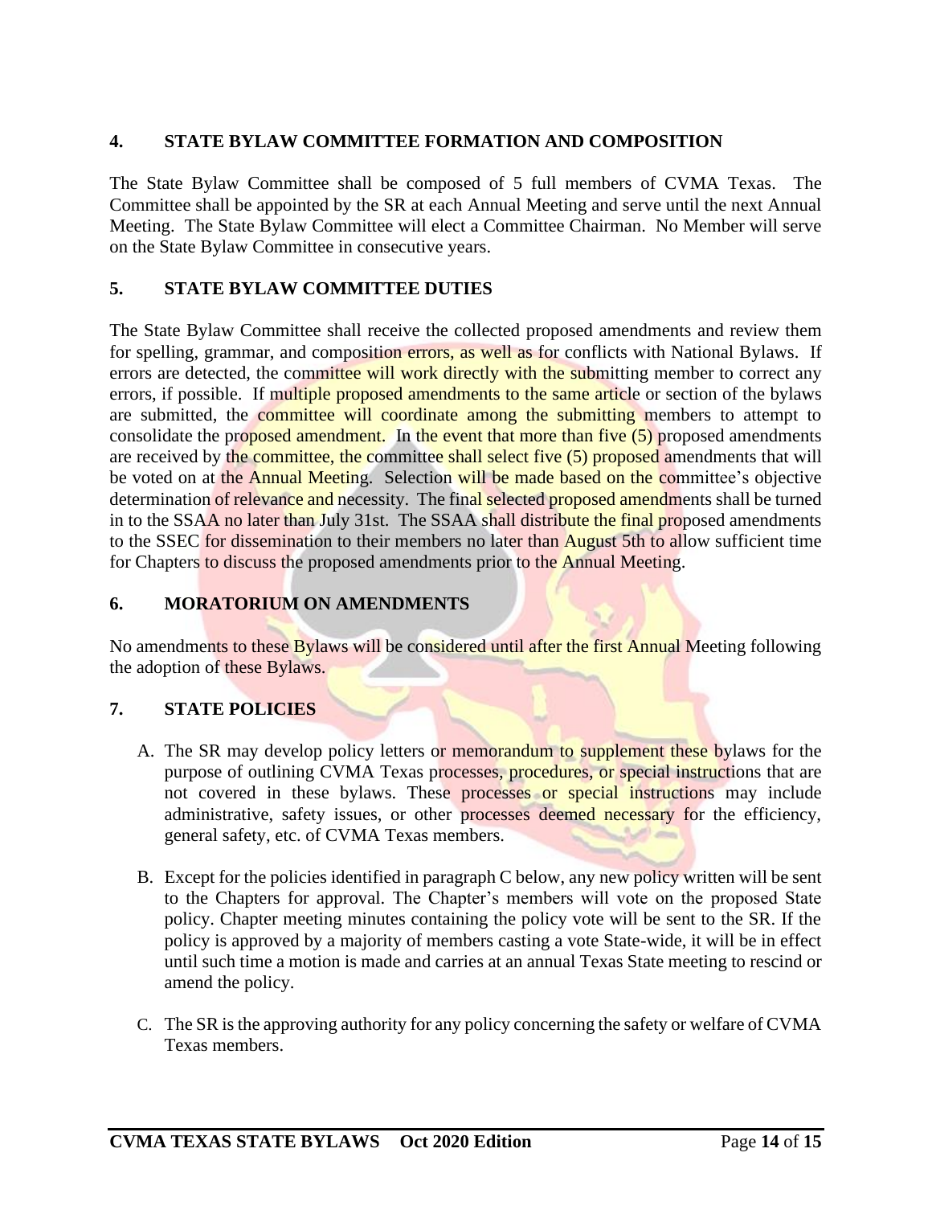## 4. STATE BYLAW COMMITTEE FORMATION AND COMPOSITION

The State Bylaw Committee shall be composed of 5 full members of CVMA Texas. The Committee shall be appointed by the SR at each Annual Meeting and serve until the next Annual Meeting. The State Bylaw Committee will elect a Committee Chairman. No Member will serve on the State Bylaw Committee in consecutive years.

## 5. STATE BYLAW COMMITTEE DUTIES

The State Bylaw Committee shall receive the collected proposed amendments and review them for spelling, grammar, and composition errors, as well as for conflicts with National Bylaws. If errors are detected, the committee will work directly with the submitting member to correct any errors, if possible. If multiple proposed amendments to the same article or section of the bylaws are submitted, the committee will coordinate among the submitting members to attempt to consolidate the proposed amendment. In the event that more than five (5) proposed amendments are received by the committee, the committee shall select five (5) proposed amendments that will be voted on at the Annual Meeting. Selection will be made based on the committee's objective determination of relevance and necessity. The final selected proposed amendments shall be turned in to the SSAA no later than July 31st. The SSAA shall distribute the final proposed amendments to the SSEC for dissemination to their members no later than August 5th to allow sufficient time for Chapters to discuss the proposed amendments prior to the Annual Meeting.

## 6. MORATORIUM ON AMENDMENTS

No amendments to these Bylaws will be considered until after the first Annual Meeting following the adoption of these Bylaws.

## 7. STATE POLICIES

A. The SR may develop policy letters or memorandum to supplement these bylaws for the purpose of outlining CVMA Texas processes, procedures, or special instructions that are not covered in these bylaws. These processes or special instructions may include administrative, safety issues, or other processes deemed necessary for the efficiency, general safety, etc. of CVMA Texas members.

B. Except for the policies identified in paragraph C below, any new policy written will be sent to the Chapters for approval. The Chapter's members will vote on the proposed State policy. Chapter meeting minutes containing the policy vote will be sent to the SR. If the policy is approved by a majority of members casting a vote State-wide, it will be in effect until such time a motion is made and carries at an annual Texas State meeting to rescind or amend the policy.

C. The SR is the approving authority for any policy concerning the safety or welfare of CVMA Texas members.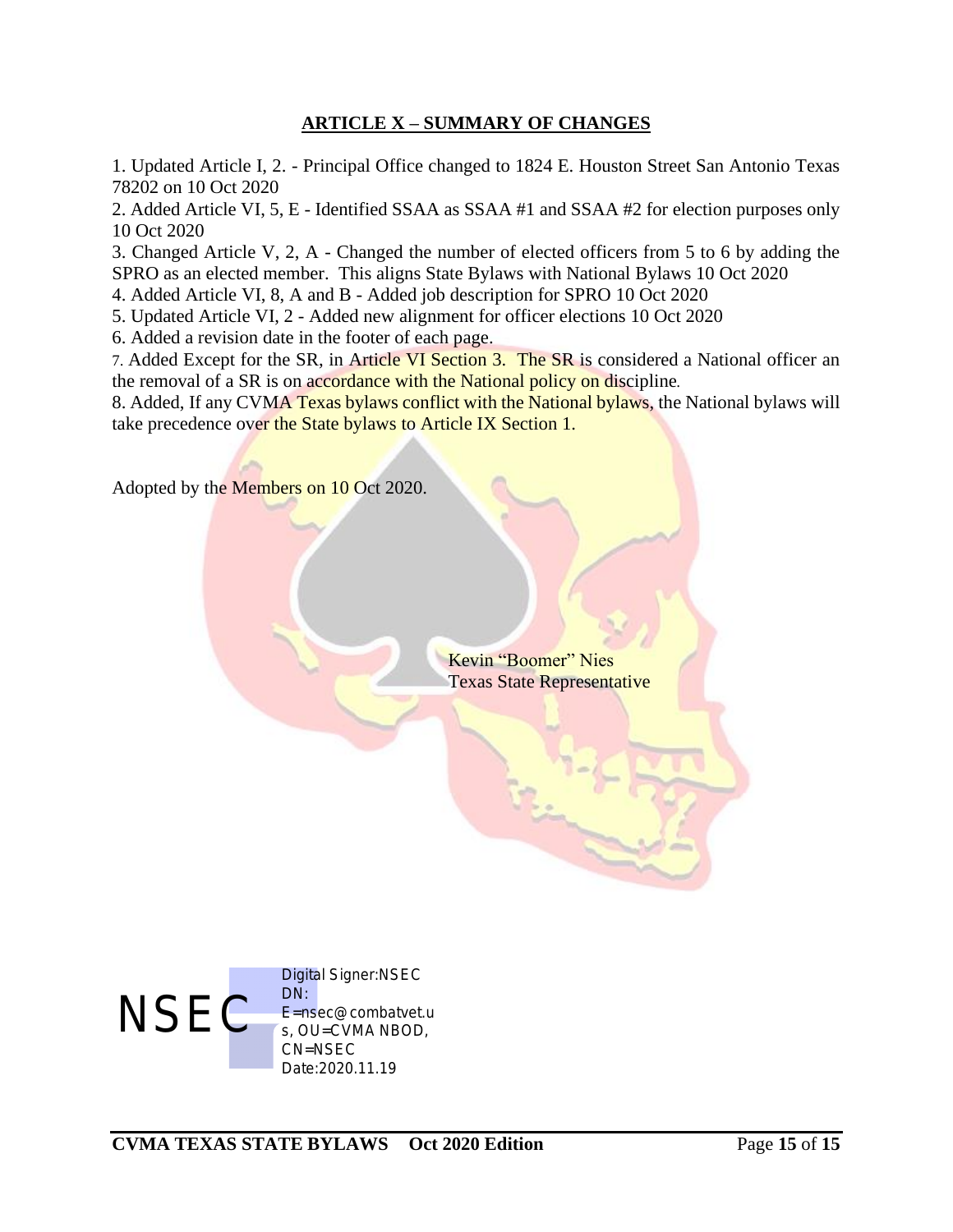## ARTICLE X – SUMMARY OF CHANGES

1. Updated Article I, 2. - Principal Office changed to 1824 E. Houston Street San Antonio Texas 78202 on 10 Oct 2020
2. Added Article VI, 5, E - Identified SSAA as SSAA #1 and SSAA #2 for election purposes only 10 Oct 2020
3. Changed Article V, 2, A - Changed the number of elected officers from 5 to 6 by adding the SPRO as an elected member. This aligns State Bylaws with National Bylaws 10 Oct 2020
4. Added Article VI, 8, A and B - Added job description for SPRO 10 Oct 2020
5. Updated Article VI, 2 - Added new alignment for officer elections 10 Oct 2020
6. Added a revision date in the footer of each page.
7. Added Except for the SR, in Article VI Section 3. The SR is considered a National officer an the removal of a SR is on accordance with the National policy on discipline.
8. Added, If any CVMA Texas bylaws conflict with the National bylaws, the National bylaws will take precedence over the State bylaws to Article IX Section 1.

Adopted by the Members on 10 Oct 2020.

Kevin "Boomer" Nies
Texas State Representative

NSEC

Digital Signer:NSEC
DN:
E=nsec@combatvet.us, OU=CVMA NBOD,
CN=NSEC
Date:2020.11.19